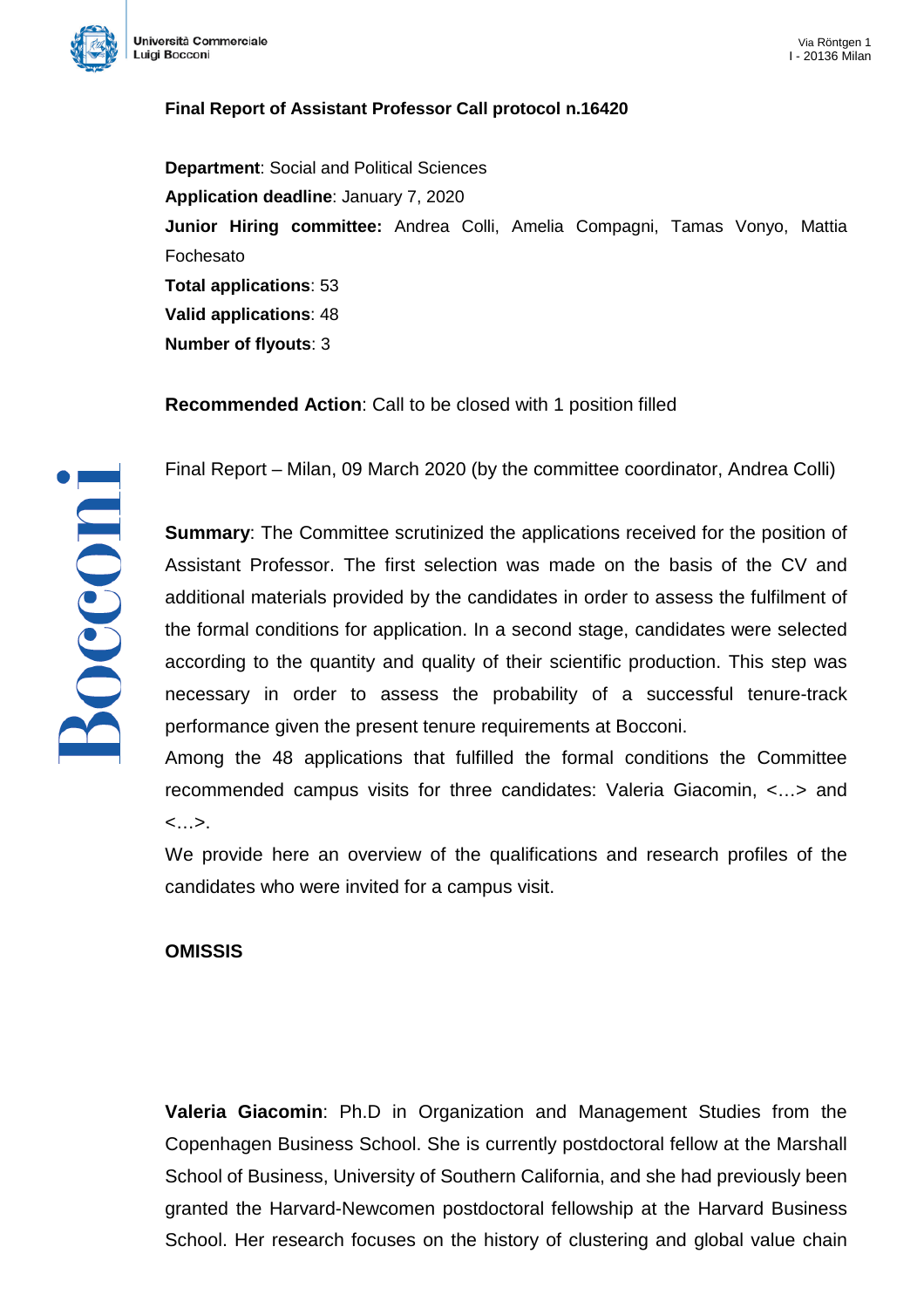**Final Report of Assistant Professor Call protocol n.16420**

**Department**: Social and Political Sciences
**Application deadline**: January 7, 2020
**Junior Hiring committee:** Andrea Colli, Amelia Compagni, Tamas Vonyo, Mattia Fochesato
**Total applications**: 53
**Valid applications**: 48
**Number of flyouts**: 3

**Recommended Action**: Call to be closed with 1 position filled

Final Report – Milan, 09 March 2020 (by the committee coordinator, Andrea Colli)

**Summary**: The Committee scrutinized the applications received for the position of Assistant Professor. The first selection was made on the basis of the CV and additional materials provided by the candidates in order to assess the fulfilment of the formal conditions for application. In a second stage, candidates were selected according to the quantity and quality of their scientific production. This step was necessary in order to assess the probability of a successful tenure-track performance given the present tenure requirements at Bocconi.
Among the 48 applications that fulfilled the formal conditions the Committee recommended campus visits for three candidates: Valeria Giacomin, <…> and <…>.
We provide here an overview of the qualifications and research profiles of the candidates who were invited for a campus visit.

**OMISSIS**

**Valeria Giacomin**: Ph.D in Organization and Management Studies from the Copenhagen Business School. She is currently postdoctoral fellow at the Marshall School of Business, University of Southern California, and she had previously been granted the Harvard-Newcomen postdoctoral fellowship at the Harvard Business School. Her research focuses on the history of clustering and global value chain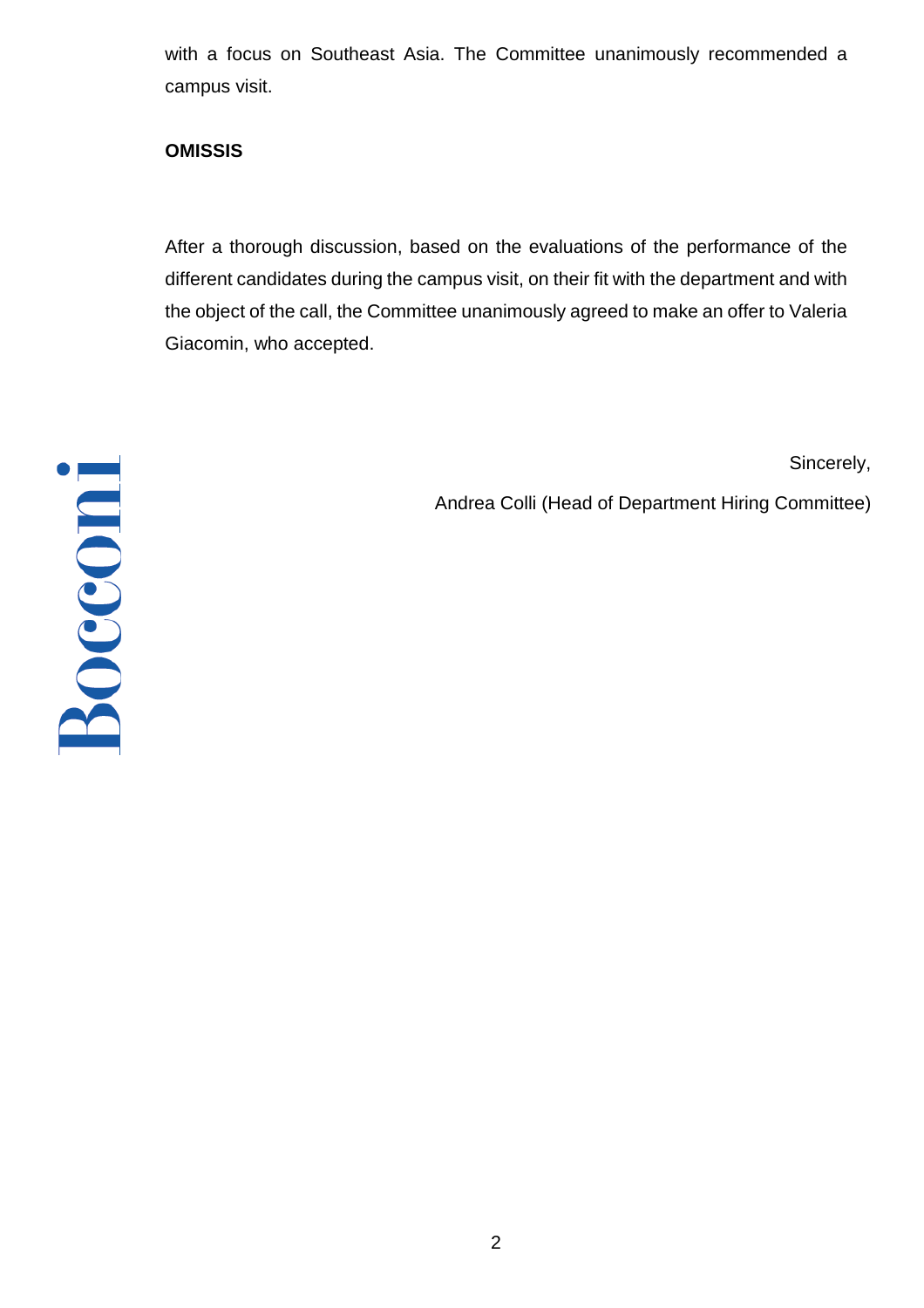with a focus on Southeast Asia. The Committee unanimously recommended a campus visit.

**OMISSIS**

After a thorough discussion, based on the evaluations of the performance of the different candidates during the campus visit, on their fit with the department and with the object of the call, the Committee unanimously agreed to make an offer to Valeria Giacomin, who accepted.

Sincerely,

Andrea Colli (Head of Department Hiring Committee)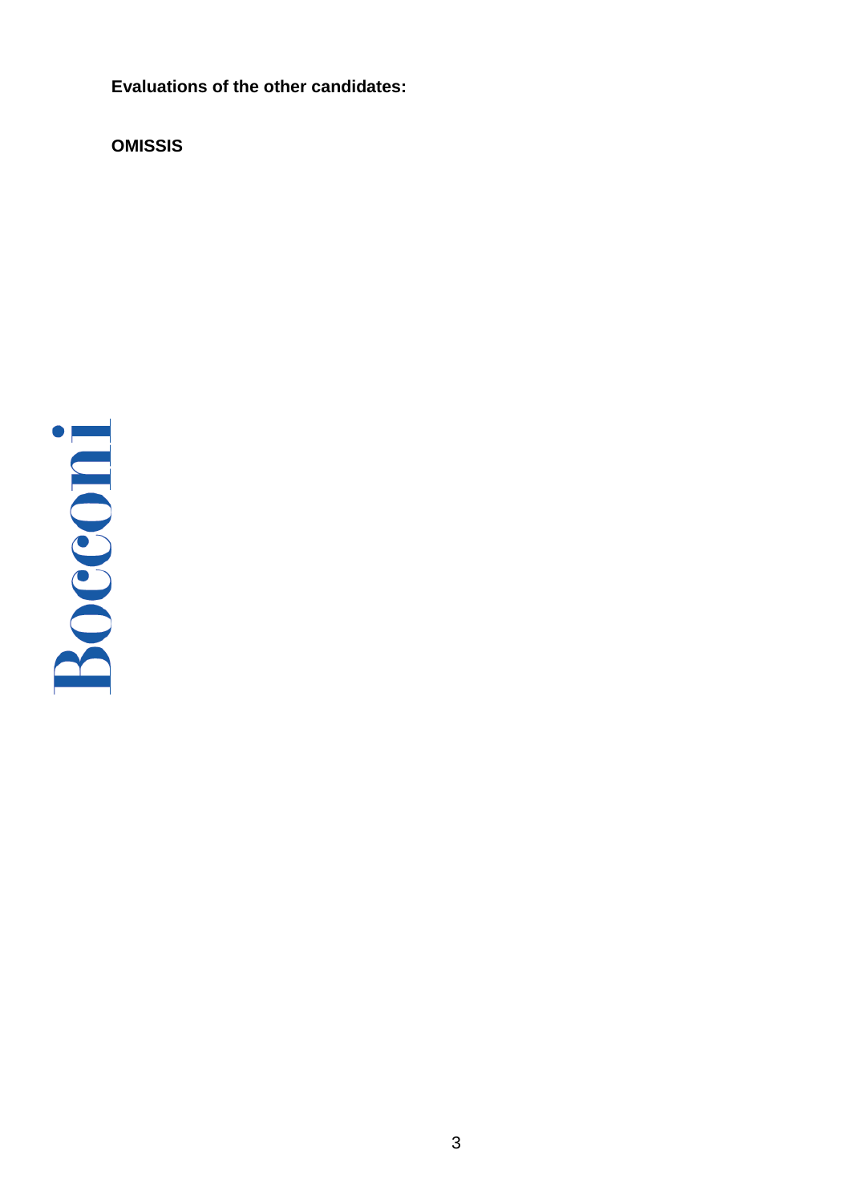**Evaluations of the other candidates:**

**OMISSIS**